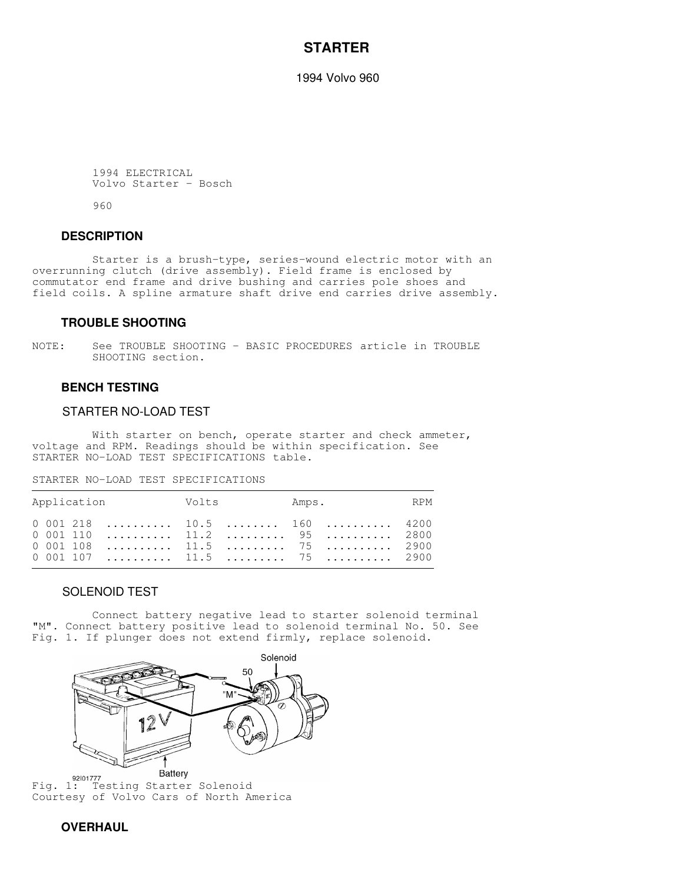# STARTER

1994 Volvo 960

1994 ELECTRICAL
Volvo Starter - Bosch

960

## DESCRIPTION

Starter is a brush-type, series-wound electric motor with an overrunning clutch (drive assembly). Field frame is enclosed by commutator end frame and drive bushing and carries pole shoes and field coils. A spline armature shaft drive end carries drive assembly.

## TROUBLE SHOOTING

NOTE: See TROUBLE SHOOTING - BASIC PROCEDURES article in TROUBLE SHOOTING section.

## BENCH TESTING

### STARTER NO-LOAD TEST

With starter on bench, operate starter and check ammeter, voltage and RPM. Readings should be within specification. See STARTER NO-LOAD TEST SPECIFICATIONS table.

STARTER NO-LOAD TEST SPECIFICATIONS

| Application | Volts | Amps. | RPM |
|---|---|---|---|
| 0 001 218 | 10.5 | 160 | 4200 |
| 0 001 110 | 11.2 | 95 | 2800 |
| 0 001 108 | 11.5 | 75 | 2900 |
| 0 001 107 | 11.5 | 75 | 2900 |

### SOLENOID TEST

Connect battery negative lead to starter solenoid terminal "M". Connect battery positive lead to solenoid terminal No. 50. See Fig. 1. If plunger does not extend firmly, replace solenoid.

Fig. 1: Testing Starter Solenoid
Courtesy of Volvo Cars of North America

## OVERHAUL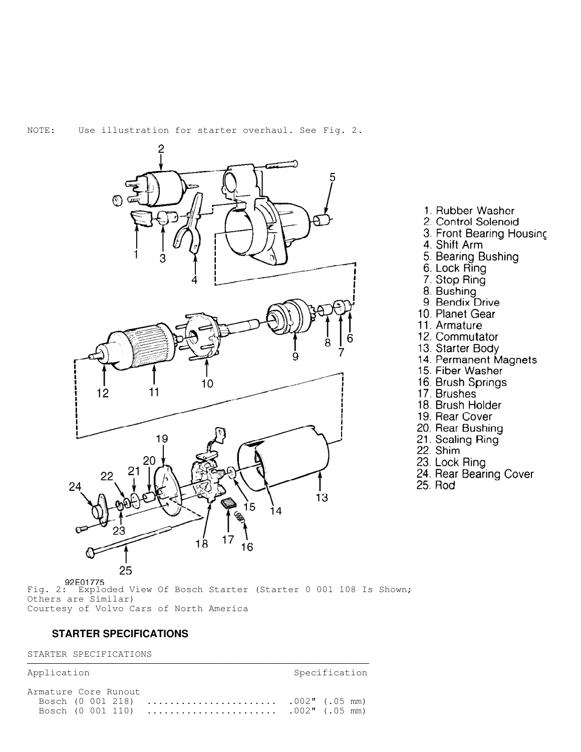NOTE: Use illustration for starter overhaul. See Fig. 2.

1. Rubber Washer
2. Control Solenoid
3. Front Bearing Housing
4. Shift Arm
5. Bearing Bushing
6. Lock Ring
7. Stop Ring
8. Bushing
9. Bendix Drive
10. Planet Gear
11. Armature
12. Commutator
13. Starter Body
14. Permanent Magnets
15. Fiber Washer
16. Brush Springs
17. Brushes
18. Brush Holder
19. Rear Cover
20. Rear Bushing
21. Sealing Ring
22. Shim
23. Lock Ring
24. Rear Bearing Cover
25. Rod

92E01775

Fig. 2: Exploded View Of Bosch Starter (Starter 0 001 108 Is Shown; Others are Similar)
Courtesy of Volvo Cars of North America

## STARTER SPECIFICATIONS

STARTER SPECIFICATIONS

| Application | Specification |
|---|---|
| Armature Core Runout | |
| Bosch (0 001 218) | .002" (.05 mm) |
| Bosch (0 001 110) | .002" (.05 mm) |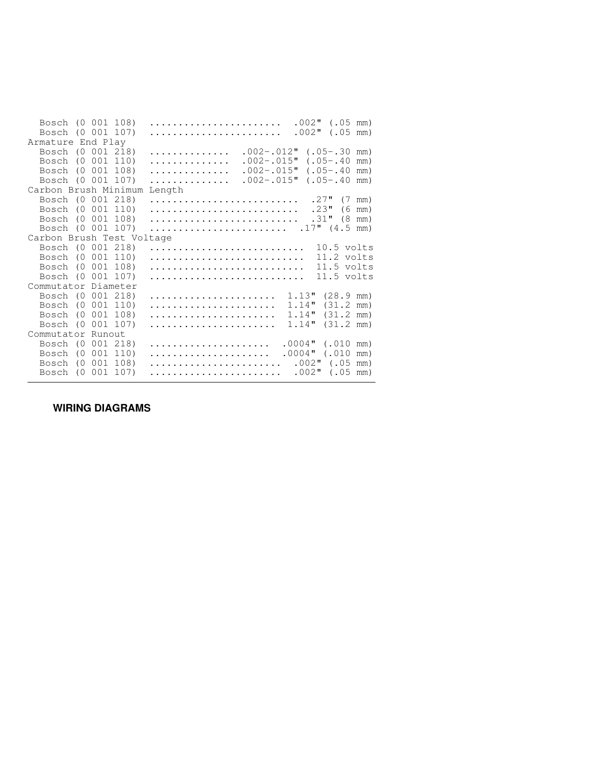| | |
|---|---|
| Bosch (0 001 108) | .002" (.05 mm) |
| Bosch (0 001 107) | .002" (.05 mm) |
| Armature End Play | |
| Bosch (0 001 218) | .002-.012" (.05-.30 mm) |
| Bosch (0 001 110) | .002-.015" (.05-.40 mm) |
| Bosch (0 001 108) | .002-.015" (.05-.40 mm) |
| Bosch (0 001 107) | .002-.015" (.05-.40 mm) |
| Carbon Brush Minimum Length | |
| Bosch (0 001 218) | .27" (7 mm) |
| Bosch (0 001 110) | .23" (6 mm) |
| Bosch (0 001 108) | .31" (8 mm) |
| Bosch (0 001 107) | .17" (4.5 mm) |
| Carbon Brush Test Voltage | |
| Bosch (0 001 218) | 10.5 volts |
| Bosch (0 001 110) | 11.2 volts |
| Bosch (0 001 108) | 11.5 volts |
| Bosch (0 001 107) | 11.5 volts |
| Commutator Diameter | |
| Bosch (0 001 218) | 1.13" (28.9 mm) |
| Bosch (0 001 110) | 1.14" (31.2 mm) |
| Bosch (0 001 108) | 1.14" (31.2 mm) |
| Bosch (0 001 107) | 1.14" (31.2 mm) |
| Commutator Runout | |
| Bosch (0 001 218) | .0004" (.010 mm) |
| Bosch (0 001 110) | .0004" (.010 mm) |
| Bosch (0 001 108) | .002" (.05 mm) |
| Bosch (0 001 107) | .002" (.05 mm) |

## WIRING DIAGRAMS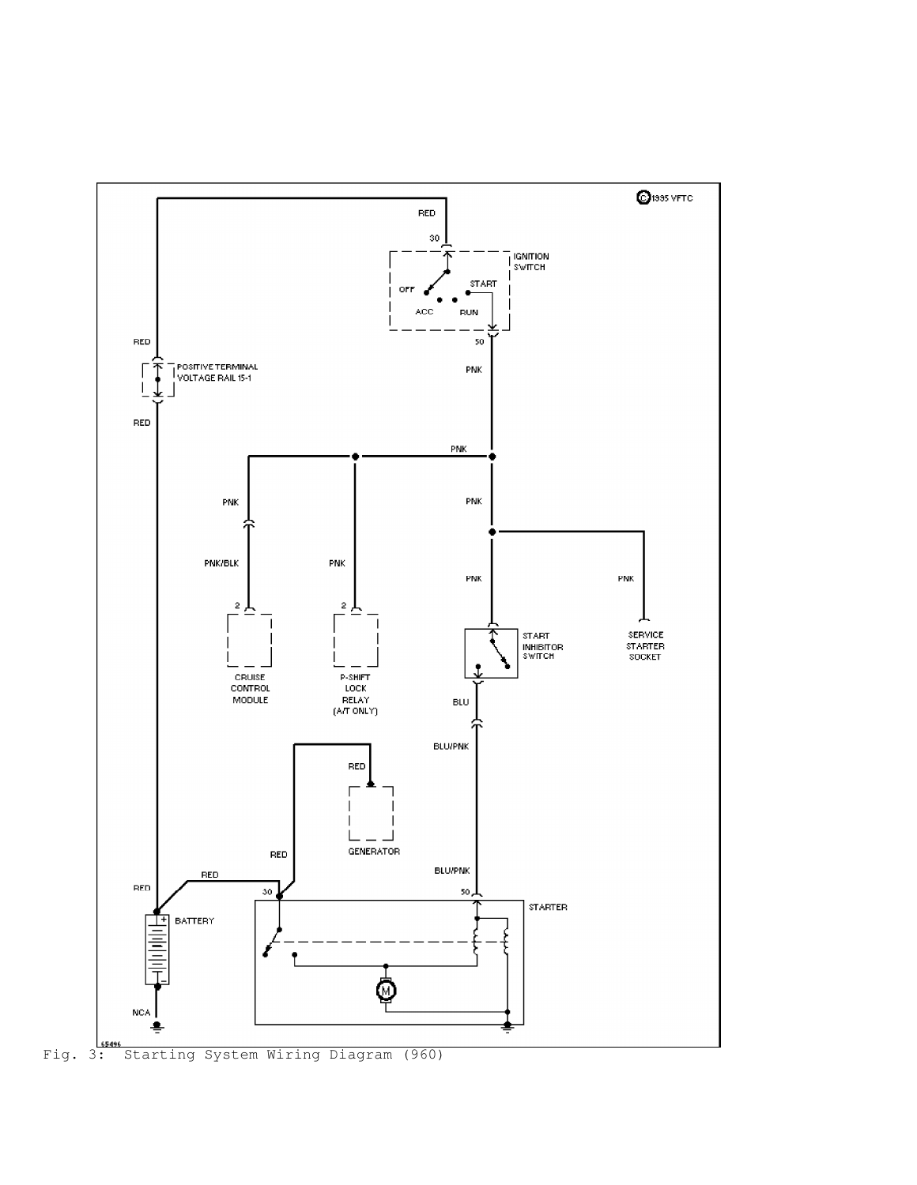©1995 VFTC

RED

30

IGNITION
SWITCH

OFF

START

ACC

RUN

50

RED

POSITIVE TERMINAL
VOLTAGE RAIL 15-1

RED

PNK

PNK

PNK

PNK

PNK/BLK

PNK

PNK

PNK

2

2

CRUISE
CONTROL
MODULE

P-SHIFT
LOCK
RELAY
(A/T ONLY)

START
INHIBITOR
SWITCH

SERVICE
STARTER
SOCKET

BLU

BLU/PNK

RED

GENERATOR

RED

RED

BLU/PNK

RED

30

50

STARTER

BATTERY

NCA

65496

Fig. 3: Starting System Wiring Diagram (960)